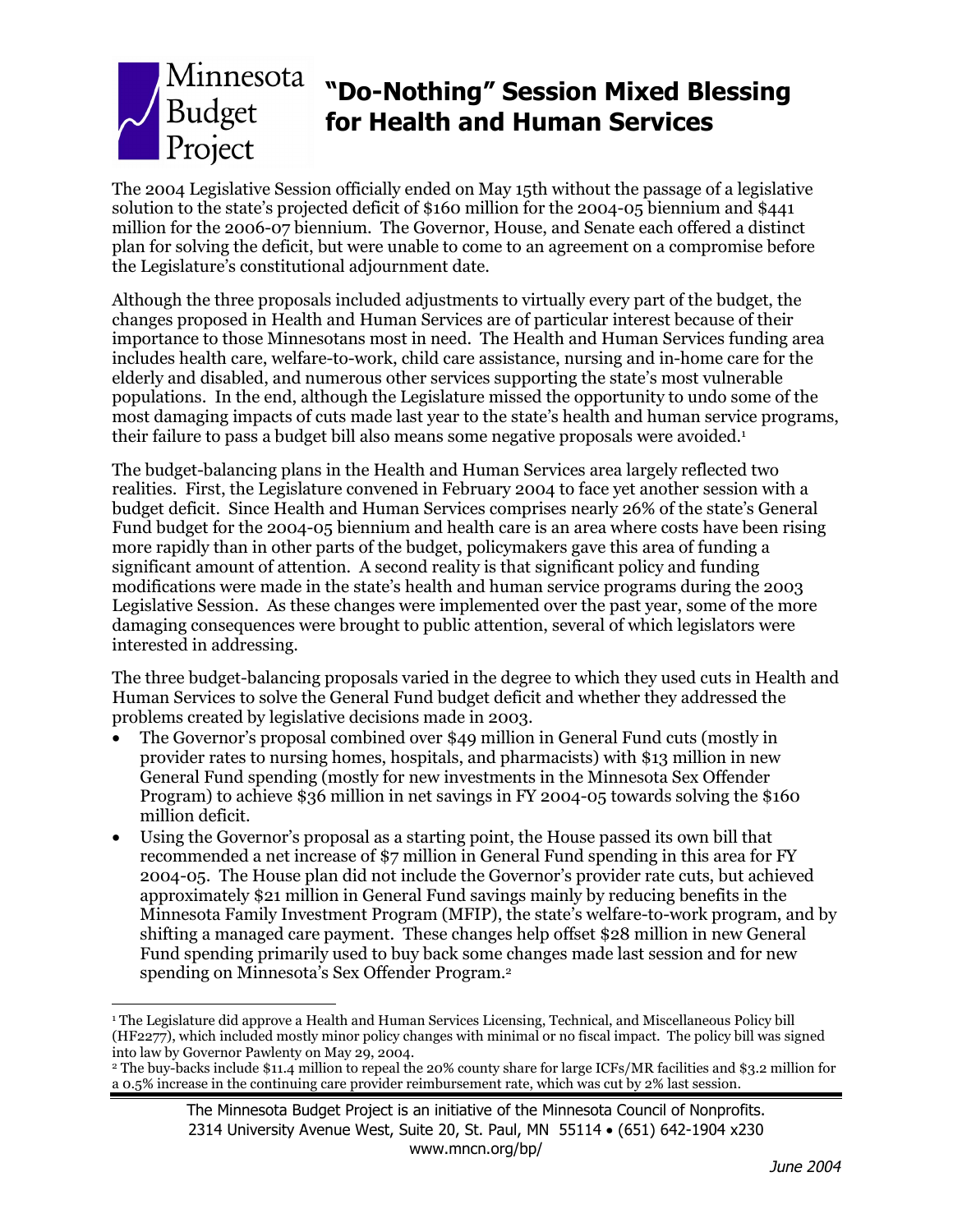Minnesota Budget Project

# "Do-Nothing" Session Mixed Blessing for Health and Human Services

The 2004 Legislative Session officially ended on May 15th without the passage of a legislative solution to the state's projected deficit of $160 million for the 2004-05 biennium and $441 million for the 2006-07 biennium. The Governor, House, and Senate each offered a distinct plan for solving the deficit, but were unable to come to an agreement on a compromise before the Legislature's constitutional adjournment date.

Although the three proposals included adjustments to virtually every part of the budget, the changes proposed in Health and Human Services are of particular interest because of their importance to those Minnesotans most in need. The Health and Human Services funding area includes health care, welfare-to-work, child care assistance, nursing and in-home care for the elderly and disabled, and numerous other services supporting the state's most vulnerable populations. In the end, although the Legislature missed the opportunity to undo some of the most damaging impacts of cuts made last year to the state's health and human service programs, their failure to pass a budget bill also means some negative proposals were avoided.[1]

The budget-balancing plans in the Health and Human Services area largely reflected two realities. First, the Legislature convened in February 2004 to face yet another session with a budget deficit. Since Health and Human Services comprises nearly 26% of the state's General Fund budget for the 2004-05 biennium and health care is an area where costs have been rising more rapidly than in other parts of the budget, policymakers gave this area of funding a significant amount of attention. A second reality is that significant policy and funding modifications were made in the state's health and human service programs during the 2003 Legislative Session. As these changes were implemented over the past year, some of the more damaging consequences were brought to public attention, several of which legislators were interested in addressing.

The three budget-balancing proposals varied in the degree to which they used cuts in Health and Human Services to solve the General Fund budget deficit and whether they addressed the problems created by legislative decisions made in 2003.

- The Governor's proposal combined over $49 million in General Fund cuts (mostly in provider rates to nursing homes, hospitals, and pharmacists) with $13 million in new General Fund spending (mostly for new investments in the Minnesota Sex Offender Program) to achieve $36 million in net savings in FY 2004-05 towards solving the $160 million deficit.
- Using the Governor's proposal as a starting point, the House passed its own bill that recommended a net increase of $7 million in General Fund spending in this area for FY 2004-05. The House plan did not include the Governor's provider rate cuts, but achieved approximately $21 million in General Fund savings mainly by reducing benefits in the Minnesota Family Investment Program (MFIP), the state's welfare-to-work program, and by shifting a managed care payment. These changes help offset $28 million in new General Fund spending primarily used to buy back some changes made last session and for new spending on Minnesota's Sex Offender Program.[2]

---

[1] The Legislature did approve a Health and Human Services Licensing, Technical, and Miscellaneous Policy bill (HF2277), which included mostly minor policy changes with minimal or no fiscal impact. The policy bill was signed into law by Governor Pawlenty on May 29, 2004.

[2] The buy-backs include $11.4 million to repeal the 20% county share for large ICFs/MR facilities and $3.2 million for a 0.5% increase in the continuing care provider reimbursement rate, which was cut by 2% last session.

The Minnesota Budget Project is an initiative of the Minnesota Council of Nonprofits.
2314 University Avenue West, Suite 20, St. Paul, MN 55114 • (651) 642-1904 x230
www.mncn.org/bp/

June 2004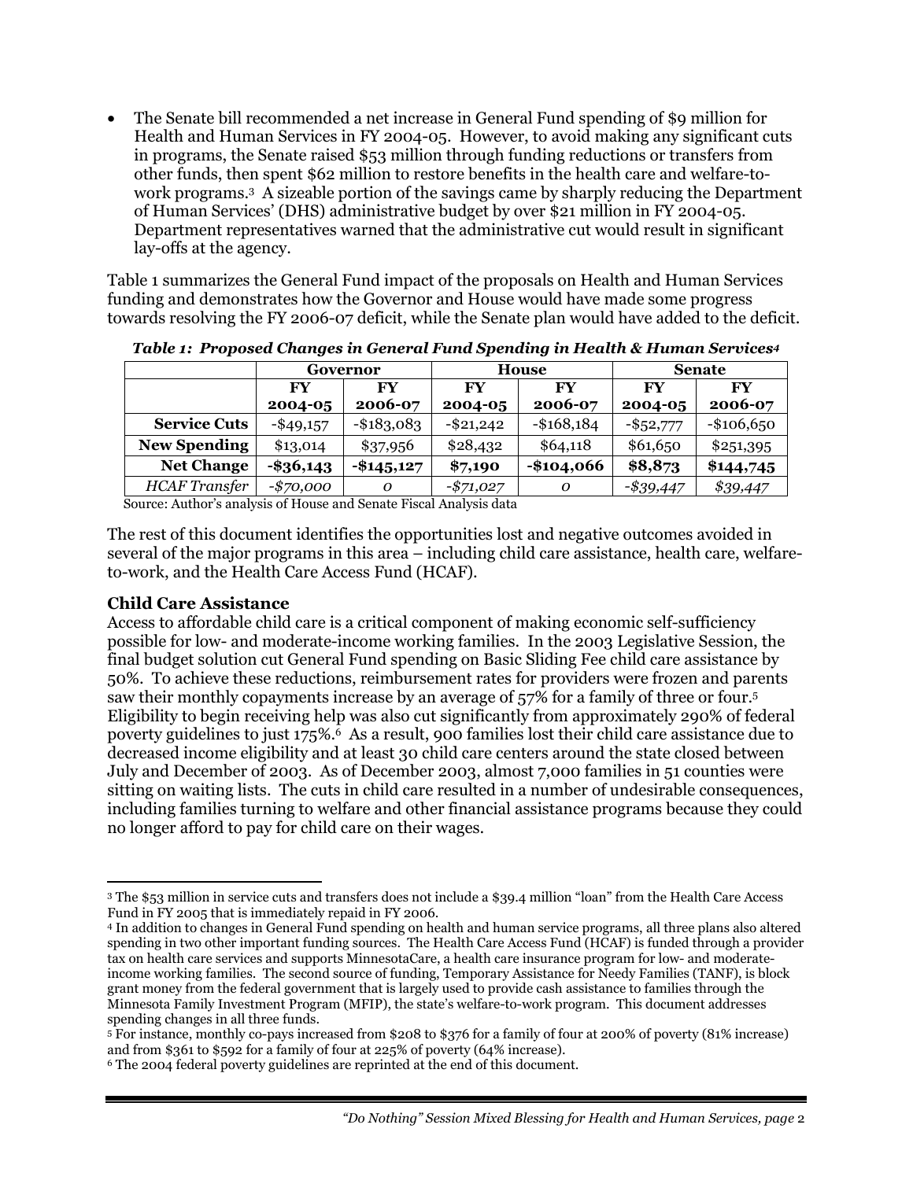- The Senate bill recommended a net increase in General Fund spending of $9 million for Health and Human Services in FY 2004-05. However, to avoid making any significant cuts in programs, the Senate raised $53 million through funding reductions or transfers from other funds, then spent $62 million to restore benefits in the health care and welfare-to-work programs.[3] A sizeable portion of the savings came by sharply reducing the Department of Human Services' (DHS) administrative budget by over $21 million in FY 2004-05. Department representatives warned that the administrative cut would result in significant lay-offs at the agency.

Table 1 summarizes the General Fund impact of the proposals on Health and Human Services funding and demonstrates how the Governor and House would have made some progress towards resolving the FY 2006-07 deficit, while the Senate plan would have added to the deficit.

***Table 1: Proposed Changes in General Fund Spending in Health & Human Services***[4]

| | **Governor** | | **House** | | **Senate** | |
|---|---|---|---|---|---|---|
| | **FY 2004-05** | **FY 2006-07** | **FY 2004-05** | **FY 2006-07** | **FY 2004-05** | **FY 2006-07** |
| **Service Cuts** | -$49,157 | -$183,083 | -$21,242 | -$168,184 | -$52,777 | -$106,650 |
| **New Spending** | $13,014 | $37,956 | $28,432 | $64,118 | $61,650 | $251,395 |
| **Net Change** | **-$36,143** | **-$145,127** | **$7,190** | **-$104,066** | **$8,873** | **$144,745** |
| *HCAF Transfer* | *-$70,000* | *0* | *-$71,027* | *0* | *-$39,447* | *$39,447* |

Source: Author's analysis of House and Senate Fiscal Analysis data

The rest of this document identifies the opportunities lost and negative outcomes avoided in several of the major programs in this area – including child care assistance, health care, welfare-to-work, and the Health Care Access Fund (HCAF).

### Child Care Assistance

Access to affordable child care is a critical component of making economic self-sufficiency possible for low- and moderate-income working families. In the 2003 Legislative Session, the final budget solution cut General Fund spending on Basic Sliding Fee child care assistance by 50%. To achieve these reductions, reimbursement rates for providers were frozen and parents saw their monthly copayments increase by an average of 57% for a family of three or four.[5] Eligibility to begin receiving help was also cut significantly from approximately 290% of federal poverty guidelines to just 175%.[6] As a result, 900 families lost their child care assistance due to decreased income eligibility and at least 30 child care centers around the state closed between July and December of 2003. As of December 2003, almost 7,000 families in 51 counties were sitting on waiting lists. The cuts in child care resulted in a number of undesirable consequences, including families turning to welfare and other financial assistance programs because they could no longer afford to pay for child care on their wages.

---

[3] The $53 million in service cuts and transfers does not include a $39.4 million "loan" from the Health Care Access Fund in FY 2005 that is immediately repaid in FY 2006.

[4] In addition to changes in General Fund spending on health and human service programs, all three plans also altered spending in two other important funding sources. The Health Care Access Fund (HCAF) is funded through a provider tax on health care services and supports MinnesotaCare, a health care insurance program for low- and moderate-income working families. The second source of funding, Temporary Assistance for Needy Families (TANF), is block grant money from the federal government that is largely used to provide cash assistance to families through the Minnesota Family Investment Program (MFIP), the state's welfare-to-work program. This document addresses spending changes in all three funds.

[5] For instance, monthly co-pays increased from $208 to $376 for a family of four at 200% of poverty (81% increase) and from $361 to $592 for a family of four at 225% of poverty (64% increase).

[6] The 2004 federal poverty guidelines are reprinted at the end of this document.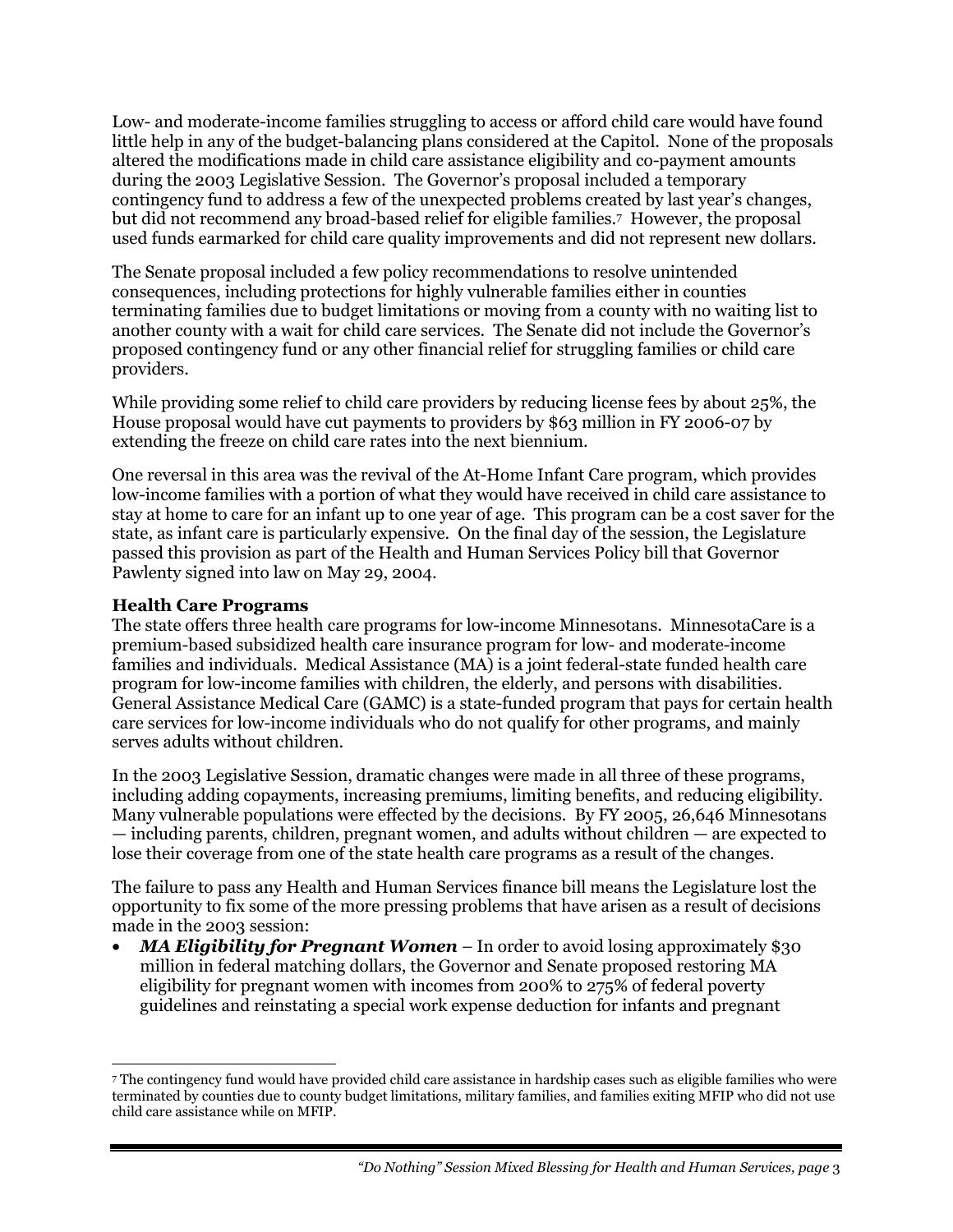Low- and moderate-income families struggling to access or afford child care would have found little help in any of the budget-balancing plans considered at the Capitol. None of the proposals altered the modifications made in child care assistance eligibility and co-payment amounts during the 2003 Legislative Session. The Governor's proposal included a temporary contingency fund to address a few of the unexpected problems created by last year's changes, but did not recommend any broad-based relief for eligible families.[7] However, the proposal used funds earmarked for child care quality improvements and did not represent new dollars.

The Senate proposal included a few policy recommendations to resolve unintended consequences, including protections for highly vulnerable families either in counties terminating families due to budget limitations or moving from a county with no waiting list to another county with a wait for child care services. The Senate did not include the Governor's proposed contingency fund or any other financial relief for struggling families or child care providers.

While providing some relief to child care providers by reducing license fees by about 25%, the House proposal would have cut payments to providers by $63 million in FY 2006-07 by extending the freeze on child care rates into the next biennium.

One reversal in this area was the revival of the At-Home Infant Care program, which provides low-income families with a portion of what they would have received in child care assistance to stay at home to care for an infant up to one year of age. This program can be a cost saver for the state, as infant care is particularly expensive. On the final day of the session, the Legislature passed this provision as part of the Health and Human Services Policy bill that Governor Pawlenty signed into law on May 29, 2004.

### Health Care Programs

The state offers three health care programs for low-income Minnesotans. MinnesotaCare is a premium-based subsidized health care insurance program for low- and moderate-income families and individuals. Medical Assistance (MA) is a joint federal-state funded health care program for low-income families with children, the elderly, and persons with disabilities. General Assistance Medical Care (GAMC) is a state-funded program that pays for certain health care services for low-income individuals who do not qualify for other programs, and mainly serves adults without children.

In the 2003 Legislative Session, dramatic changes were made in all three of these programs, including adding copayments, increasing premiums, limiting benefits, and reducing eligibility. Many vulnerable populations were effected by the decisions. By FY 2005, 26,646 Minnesotans — including parents, children, pregnant women, and adults without children — are expected to lose their coverage from one of the state health care programs as a result of the changes.

The failure to pass any Health and Human Services finance bill means the Legislature lost the opportunity to fix some of the more pressing problems that have arisen as a result of decisions made in the 2003 session:

- ***MA Eligibility for Pregnant Women*** – In order to avoid losing approximately $30 million in federal matching dollars, the Governor and Senate proposed restoring MA eligibility for pregnant women with incomes from 200% to 275% of federal poverty guidelines and reinstating a special work expense deduction for infants and pregnant

[7] The contingency fund would have provided child care assistance in hardship cases such as eligible families who were terminated by counties due to county budget limitations, military families, and families exiting MFIP who did not use child care assistance while on MFIP.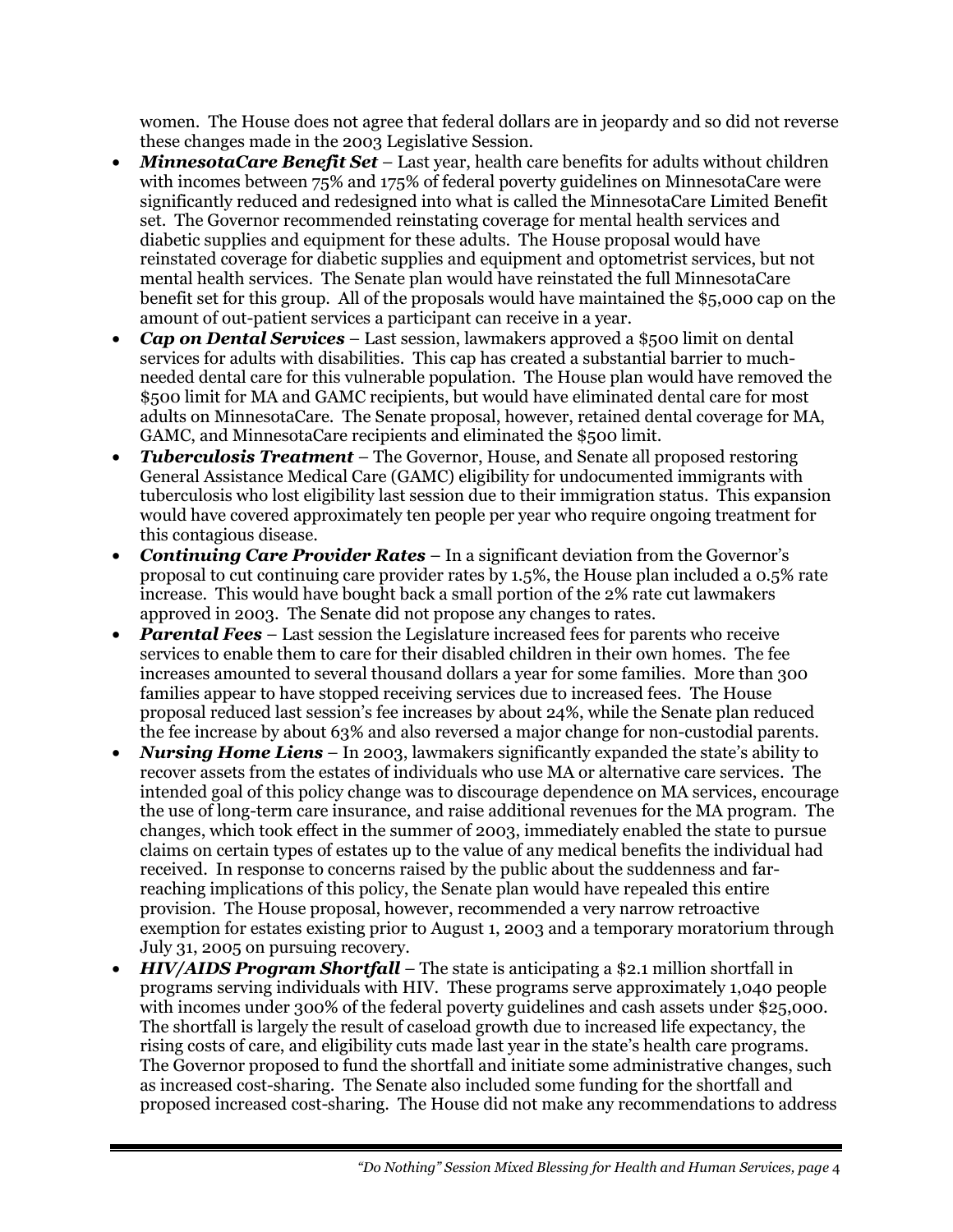women. The House does not agree that federal dollars are in jeopardy and so did not reverse these changes made in the 2003 Legislative Session.

- ***MinnesotaCare Benefit Set*** – Last year, health care benefits for adults without children with incomes between 75% and 175% of federal poverty guidelines on MinnesotaCare were significantly reduced and redesigned into what is called the MinnesotaCare Limited Benefit set. The Governor recommended reinstating coverage for mental health services and diabetic supplies and equipment for these adults. The House proposal would have reinstated coverage for diabetic supplies and equipment and optometrist services, but not mental health services. The Senate plan would have reinstated the full MinnesotaCare benefit set for this group. All of the proposals would have maintained the $5,000 cap on the amount of out-patient services a participant can receive in a year.
- ***Cap on Dental Services*** – Last session, lawmakers approved a $500 limit on dental services for adults with disabilities. This cap has created a substantial barrier to much-needed dental care for this vulnerable population. The House plan would have removed the $500 limit for MA and GAMC recipients, but would have eliminated dental care for most adults on MinnesotaCare. The Senate proposal, however, retained dental coverage for MA, GAMC, and MinnesotaCare recipients and eliminated the $500 limit.
- ***Tuberculosis Treatment*** – The Governor, House, and Senate all proposed restoring General Assistance Medical Care (GAMC) eligibility for undocumented immigrants with tuberculosis who lost eligibility last session due to their immigration status. This expansion would have covered approximately ten people per year who require ongoing treatment for this contagious disease.
- ***Continuing Care Provider Rates*** – In a significant deviation from the Governor's proposal to cut continuing care provider rates by 1.5%, the House plan included a 0.5% rate increase. This would have bought back a small portion of the 2% rate cut lawmakers approved in 2003. The Senate did not propose any changes to rates.
- ***Parental Fees*** – Last session the Legislature increased fees for parents who receive services to enable them to care for their disabled children in their own homes. The fee increases amounted to several thousand dollars a year for some families. More than 300 families appear to have stopped receiving services due to increased fees. The House proposal reduced last session's fee increases by about 24%, while the Senate plan reduced the fee increase by about 63% and also reversed a major change for non-custodial parents.
- ***Nursing Home Liens*** – In 2003, lawmakers significantly expanded the state's ability to recover assets from the estates of individuals who use MA or alternative care services. The intended goal of this policy change was to discourage dependence on MA services, encourage the use of long-term care insurance, and raise additional revenues for the MA program. The changes, which took effect in the summer of 2003, immediately enabled the state to pursue claims on certain types of estates up to the value of any medical benefits the individual had received. In response to concerns raised by the public about the suddenness and far-reaching implications of this policy, the Senate plan would have repealed this entire provision. The House proposal, however, recommended a very narrow retroactive exemption for estates existing prior to August 1, 2003 and a temporary moratorium through July 31, 2005 on pursuing recovery.
- ***HIV/AIDS Program Shortfall*** – The state is anticipating a $2.1 million shortfall in programs serving individuals with HIV. These programs serve approximately 1,040 people with incomes under 300% of the federal poverty guidelines and cash assets under $25,000. The shortfall is largely the result of caseload growth due to increased life expectancy, the rising costs of care, and eligibility cuts made last year in the state's health care programs. The Governor proposed to fund the shortfall and initiate some administrative changes, such as increased cost-sharing. The Senate also included some funding for the shortfall and proposed increased cost-sharing. The House did not make any recommendations to address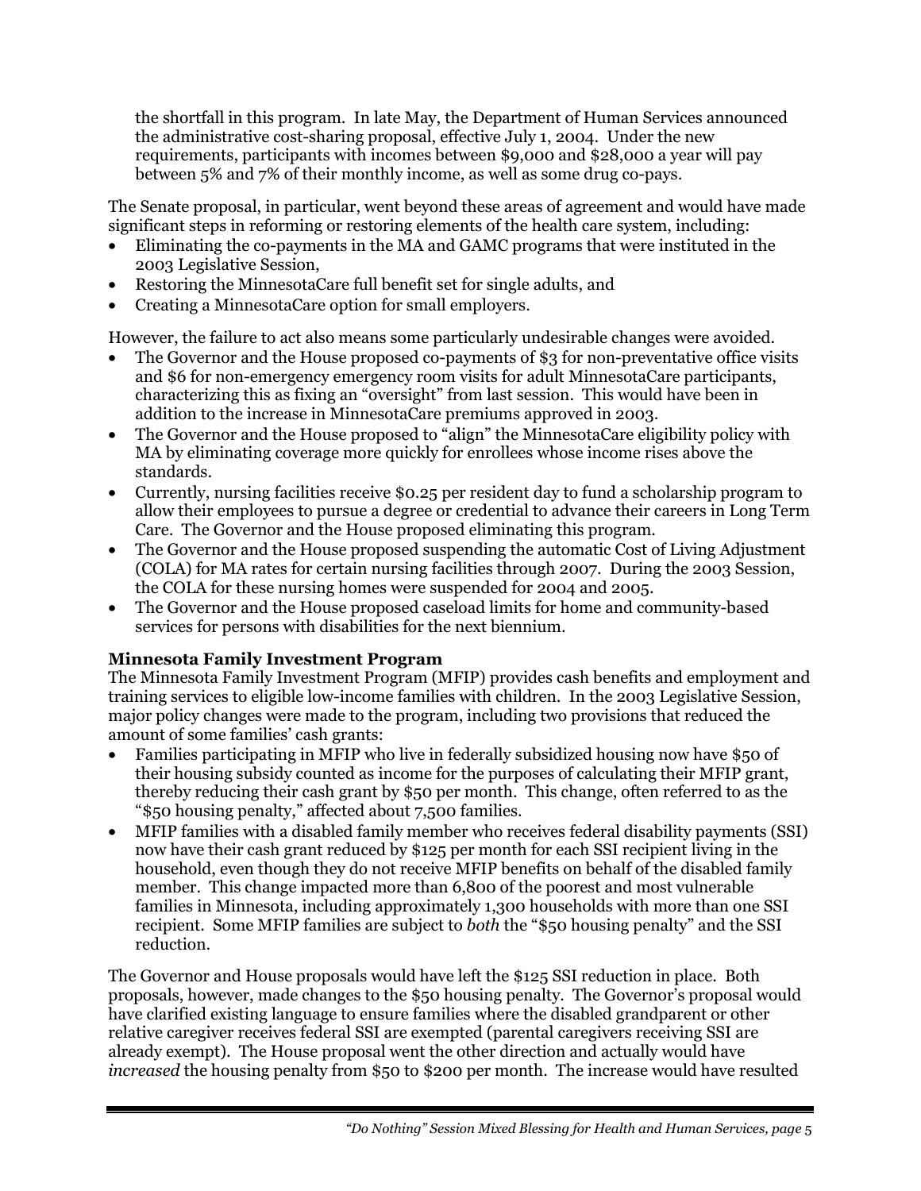the shortfall in this program. In late May, the Department of Human Services announced the administrative cost-sharing proposal, effective July 1, 2004. Under the new requirements, participants with incomes between $9,000 and $28,000 a year will pay between 5% and 7% of their monthly income, as well as some drug co-pays.

The Senate proposal, in particular, went beyond these areas of agreement and would have made significant steps in reforming or restoring elements of the health care system, including:

- Eliminating the co-payments in the MA and GAMC programs that were instituted in the 2003 Legislative Session,
- Restoring the MinnesotaCare full benefit set for single adults, and
- Creating a MinnesotaCare option for small employers.

However, the failure to act also means some particularly undesirable changes were avoided.

- The Governor and the House proposed co-payments of $3 for non-preventative office visits and $6 for non-emergency emergency room visits for adult MinnesotaCare participants, characterizing this as fixing an "oversight" from last session. This would have been in addition to the increase in MinnesotaCare premiums approved in 2003.
- The Governor and the House proposed to "align" the MinnesotaCare eligibility policy with MA by eliminating coverage more quickly for enrollees whose income rises above the standards.
- Currently, nursing facilities receive $0.25 per resident day to fund a scholarship program to allow their employees to pursue a degree or credential to advance their careers in Long Term Care. The Governor and the House proposed eliminating this program.
- The Governor and the House proposed suspending the automatic Cost of Living Adjustment (COLA) for MA rates for certain nursing facilities through 2007. During the 2003 Session, the COLA for these nursing homes were suspended for 2004 and 2005.
- The Governor and the House proposed caseload limits for home and community-based services for persons with disabilities for the next biennium.

**Minnesota Family Investment Program**

The Minnesota Family Investment Program (MFIP) provides cash benefits and employment and training services to eligible low-income families with children. In the 2003 Legislative Session, major policy changes were made to the program, including two provisions that reduced the amount of some families' cash grants:

- Families participating in MFIP who live in federally subsidized housing now have $50 of their housing subsidy counted as income for the purposes of calculating their MFIP grant, thereby reducing their cash grant by $50 per month. This change, often referred to as the "$50 housing penalty," affected about 7,500 families.
- MFIP families with a disabled family member who receives federal disability payments (SSI) now have their cash grant reduced by $125 per month for each SSI recipient living in the household, even though they do not receive MFIP benefits on behalf of the disabled family member. This change impacted more than 6,800 of the poorest and most vulnerable families in Minnesota, including approximately 1,300 households with more than one SSI recipient. Some MFIP families are subject to *both* the "$50 housing penalty" and the SSI reduction.

The Governor and House proposals would have left the $125 SSI reduction in place. Both proposals, however, made changes to the $50 housing penalty. The Governor's proposal would have clarified existing language to ensure families where the disabled grandparent or other relative caregiver receives federal SSI are exempted (parental caregivers receiving SSI are already exempt). The House proposal went the other direction and actually would have *increased* the housing penalty from $50 to $200 per month. The increase would have resulted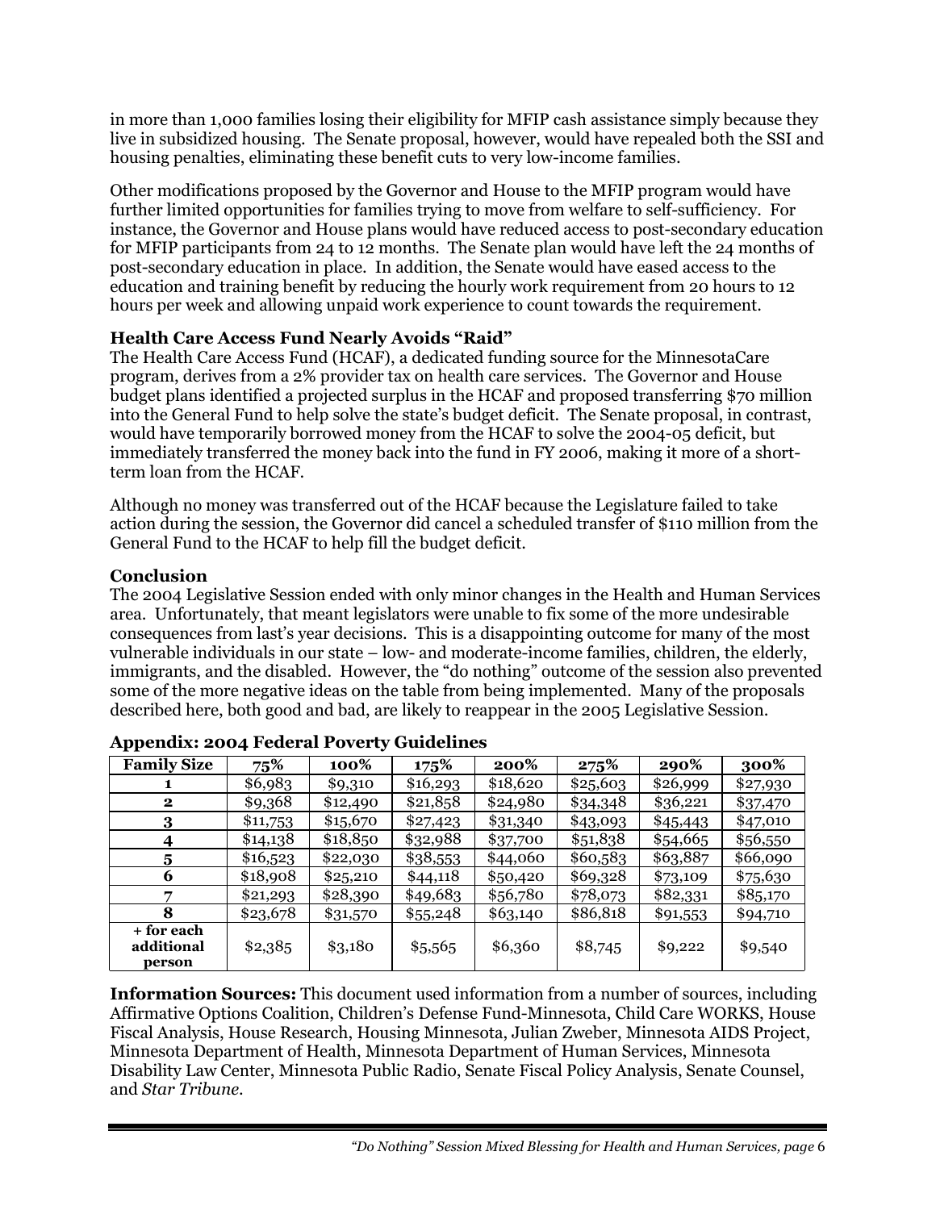in more than 1,000 families losing their eligibility for MFIP cash assistance simply because they live in subsidized housing. The Senate proposal, however, would have repealed both the SSI and housing penalties, eliminating these benefit cuts to very low-income families.

Other modifications proposed by the Governor and House to the MFIP program would have further limited opportunities for families trying to move from welfare to self-sufficiency. For instance, the Governor and House plans would have reduced access to post-secondary education for MFIP participants from 24 to 12 months. The Senate plan would have left the 24 months of post-secondary education in place. In addition, the Senate would have eased access to the education and training benefit by reducing the hourly work requirement from 20 hours to 12 hours per week and allowing unpaid work experience to count towards the requirement.

### Health Care Access Fund Nearly Avoids "Raid"

The Health Care Access Fund (HCAF), a dedicated funding source for the MinnesotaCare program, derives from a 2% provider tax on health care services. The Governor and House budget plans identified a projected surplus in the HCAF and proposed transferring $70 million into the General Fund to help solve the state's budget deficit. The Senate proposal, in contrast, would have temporarily borrowed money from the HCAF to solve the 2004-05 deficit, but immediately transferred the money back into the fund in FY 2006, making it more of a short-term loan from the HCAF.

Although no money was transferred out of the HCAF because the Legislature failed to take action during the session, the Governor did cancel a scheduled transfer of $110 million from the General Fund to the HCAF to help fill the budget deficit.

### Conclusion

The 2004 Legislative Session ended with only minor changes in the Health and Human Services area. Unfortunately, that meant legislators were unable to fix some of the more undesirable consequences from last's year decisions. This is a disappointing outcome for many of the most vulnerable individuals in our state – low- and moderate-income families, children, the elderly, immigrants, and the disabled. However, the "do nothing" outcome of the session also prevented some of the more negative ideas on the table from being implemented. Many of the proposals described here, both good and bad, are likely to reappear in the 2005 Legislative Session.

### Appendix: 2004 Federal Poverty Guidelines

| Family Size | 75% | 100% | 175% | 200% | 275% | 290% | 300% |
|---|---|---|---|---|---|---|---|
| 1 | $6,983 | $9,310 | $16,293 | $18,620 | $25,603 | $26,999 | $27,930 |
| 2 | $9,368 | $12,490 | $21,858 | $24,980 | $34,348 | $36,221 | $37,470 |
| 3 | $11,753 | $15,670 | $27,423 | $31,340 | $43,093 | $45,443 | $47,010 |
| 4 | $14,138 | $18,850 | $32,988 | $37,700 | $51,838 | $54,665 | $56,550 |
| 5 | $16,523 | $22,030 | $38,553 | $44,060 | $60,583 | $63,887 | $66,090 |
| 6 | $18,908 | $25,210 | $44,118 | $50,420 | $69,328 | $73,109 | $75,630 |
| 7 | $21,293 | $28,390 | $49,683 | $56,780 | $78,073 | $82,331 | $85,170 |
| 8 | $23,678 | $31,570 | $55,248 | $63,140 | $86,818 | $91,553 | $94,710 |
| + for each additional person | $2,385 | $3,180 | $5,565 | $6,360 | $8,745 | $9,222 | $9,540 |

**Information Sources:** This document used information from a number of sources, including Affirmative Options Coalition, Children's Defense Fund-Minnesota, Child Care WORKS, House Fiscal Analysis, House Research, Housing Minnesota, Julian Zweber, Minnesota AIDS Project, Minnesota Department of Health, Minnesota Department of Human Services, Minnesota Disability Law Center, Minnesota Public Radio, Senate Fiscal Policy Analysis, Senate Counsel, and *Star Tribune*.